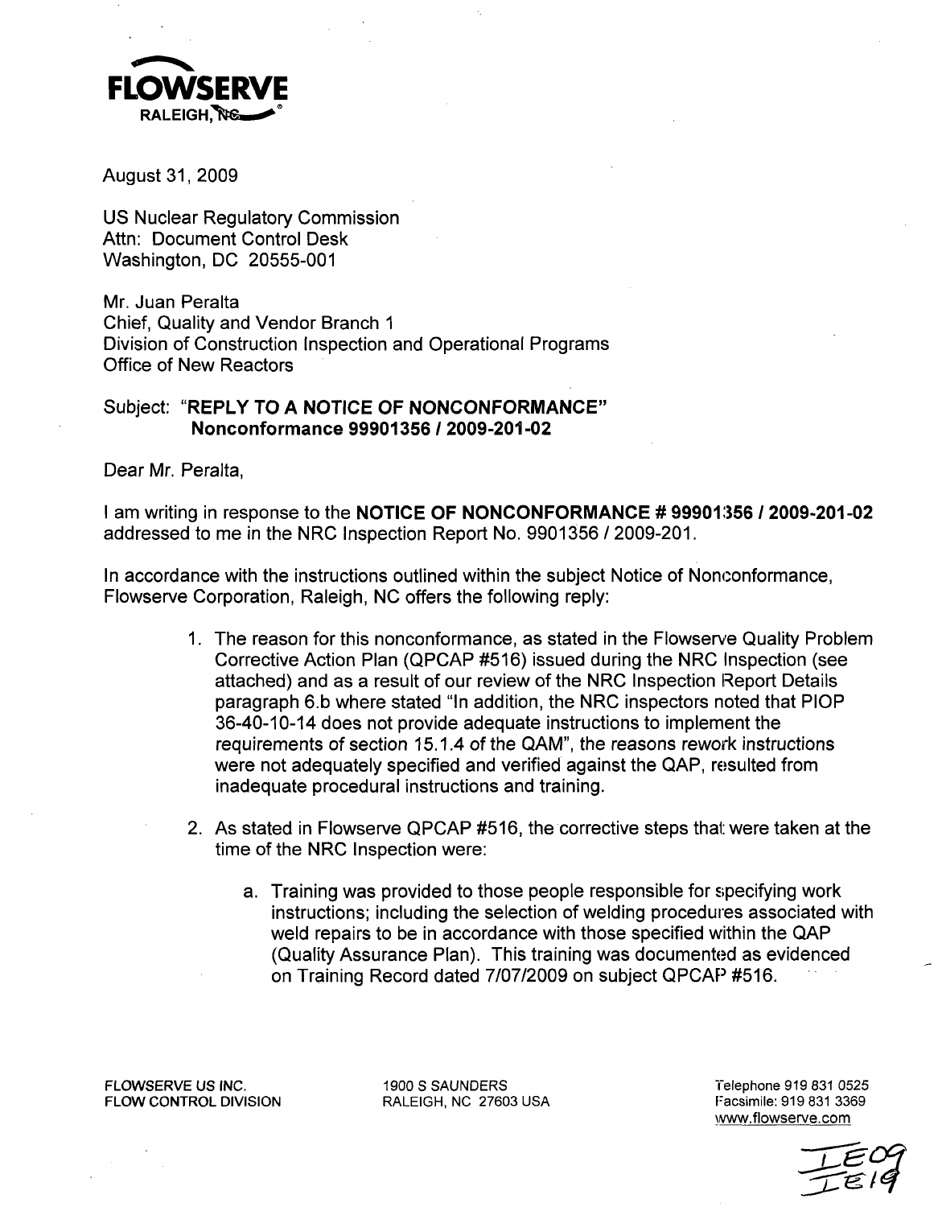**FLOWSERVE**
RALEIGH, NC

August 31, 2009

US Nuclear Regulatory Commission
Attn: Document Control Desk
Washington, DC 20555-001

Mr. Juan Peralta
Chief, Quality and Vendor Branch 1
Division of Construction Inspection and Operational Programs
Office of New Reactors

Subject: "**REPLY TO A NOTICE OF NONCONFORMANCE**"
**Nonconformance 99901356 / 2009-201-02**

Dear Mr. Peralta,

I am writing in response to the **NOTICE OF NONCONFORMANCE # 99901356 / 2009-201-02** addressed to me in the NRC Inspection Report No. 9901356 / 2009-201.

In accordance with the instructions outlined within the subject Notice of Nonconformance, Flowserve Corporation, Raleigh, NC offers the following reply:

1. The reason for this nonconformance, as stated in the Flowserve Quality Problem Corrective Action Plan (QPCAP #516) issued during the NRC Inspection (see attached) and as a result of our review of the NRC Inspection Report Details paragraph 6.b where stated "In addition, the NRC inspectors noted that PIOP 36-40-10-14 does not provide adequate instructions to implement the requirements of section 15.1.4 of the QAM", the reasons rework instructions were not adequately specified and verified against the QAP, resulted from inadequate procedural instructions and training.

2. As stated in Flowserve QPCAP #516, the corrective steps that were taken at the time of the NRC Inspection were:

    a. Training was provided to those people responsible for specifying work instructions; including the selection of welding procedures associated with weld repairs to be in accordance with those specified within the QAP (Quality Assurance Plan). This training was documented as evidenced on Training Record dated 7/07/2009 on subject QPCAP #516.

FLOWSERVE US INC.
FLOW CONTROL DIVISION

1900 S SAUNDERS
RALEIGH, NC 27603 USA

Telephone 919 831 0525
Facsimile: 919 831 3369
www.flowserve.com

IE09
IE19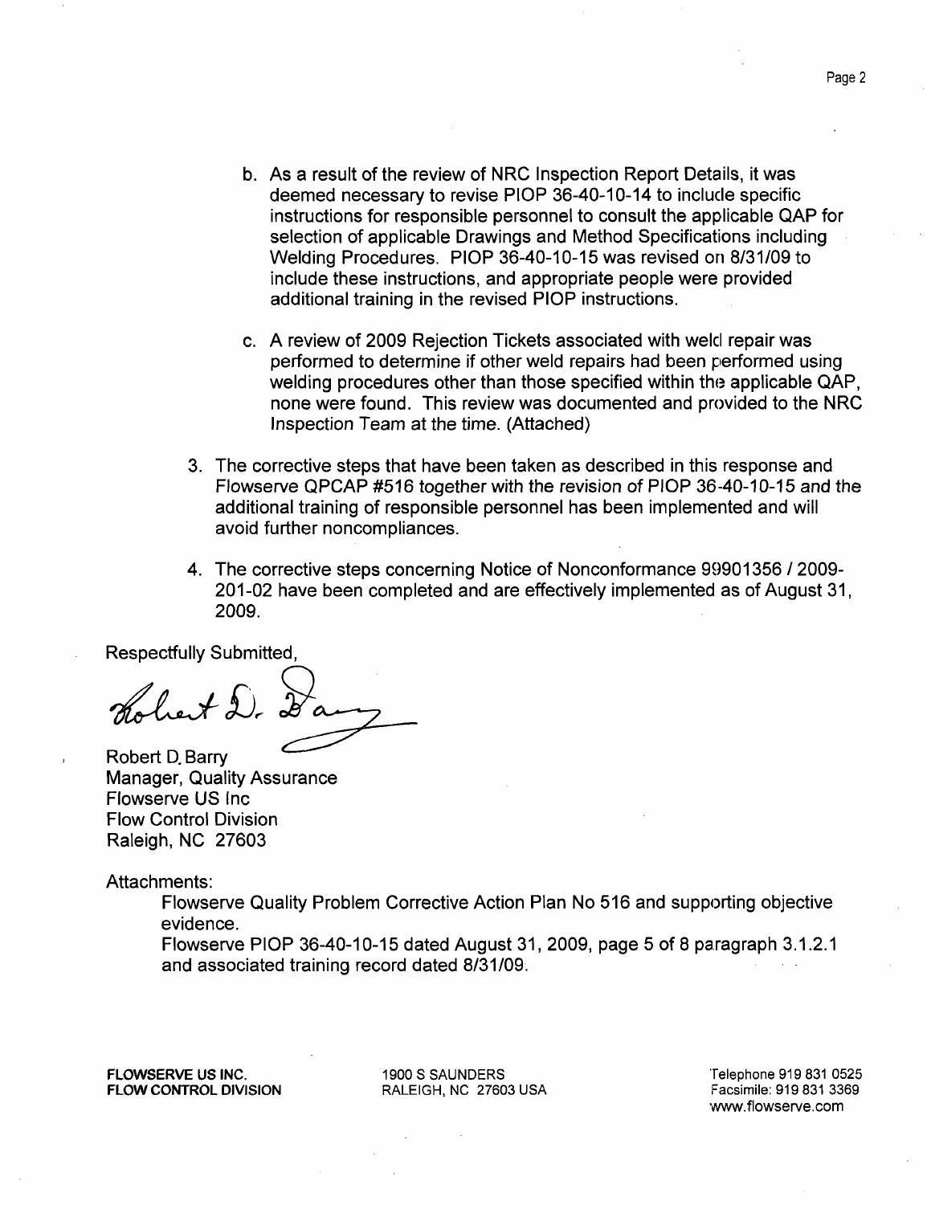b. As a result of the review of NRC Inspection Report Details, it was deemed necessary to revise PIOP 36-40-10-14 to include specific instructions for responsible personnel to consult the applicable QAP for selection of applicable Drawings and Method Specifications including Welding Procedures. PIOP 36-40-10-15 was revised on 8/31/09 to include these instructions, and appropriate people were provided additional training in the revised PIOP instructions.

c. A review of 2009 Rejection Tickets associated with weld repair was performed to determine if other weld repairs had been performed using welding procedures other than those specified within the applicable QAP, none were found. This review was documented and provided to the NRC Inspection Team at the time. (Attached)

3. The corrective steps that have been taken as described in this response and Flowserve QPCAP #516 together with the revision of PIOP 36-40-10-15 and the additional training of responsible personnel has been implemented and will avoid further noncompliances.

4. The corrective steps concerning Notice of Nonconformance 99901356 / 2009-201-02 have been completed and are effectively implemented as of August 31, 2009.

Respectfully Submitted,

Robert D. Barry
Manager, Quality Assurance
Flowserve US Inc
Flow Control Division
Raleigh, NC 27603

Attachments:

Flowserve Quality Problem Corrective Action Plan No 516 and supporting objective evidence.

Flowserve PIOP 36-40-10-15 dated August 31, 2009, page 5 of 8 paragraph 3.1.2.1 and associated training record dated 8/31/09.

**FLOWSERVE US INC.**
**FLOW CONTROL DIVISION**

1900 S SAUNDERS
RALEIGH, NC 27603 USA

Telephone 919 831 0525
Facsimile: 919 831 3369
www.flowserve.com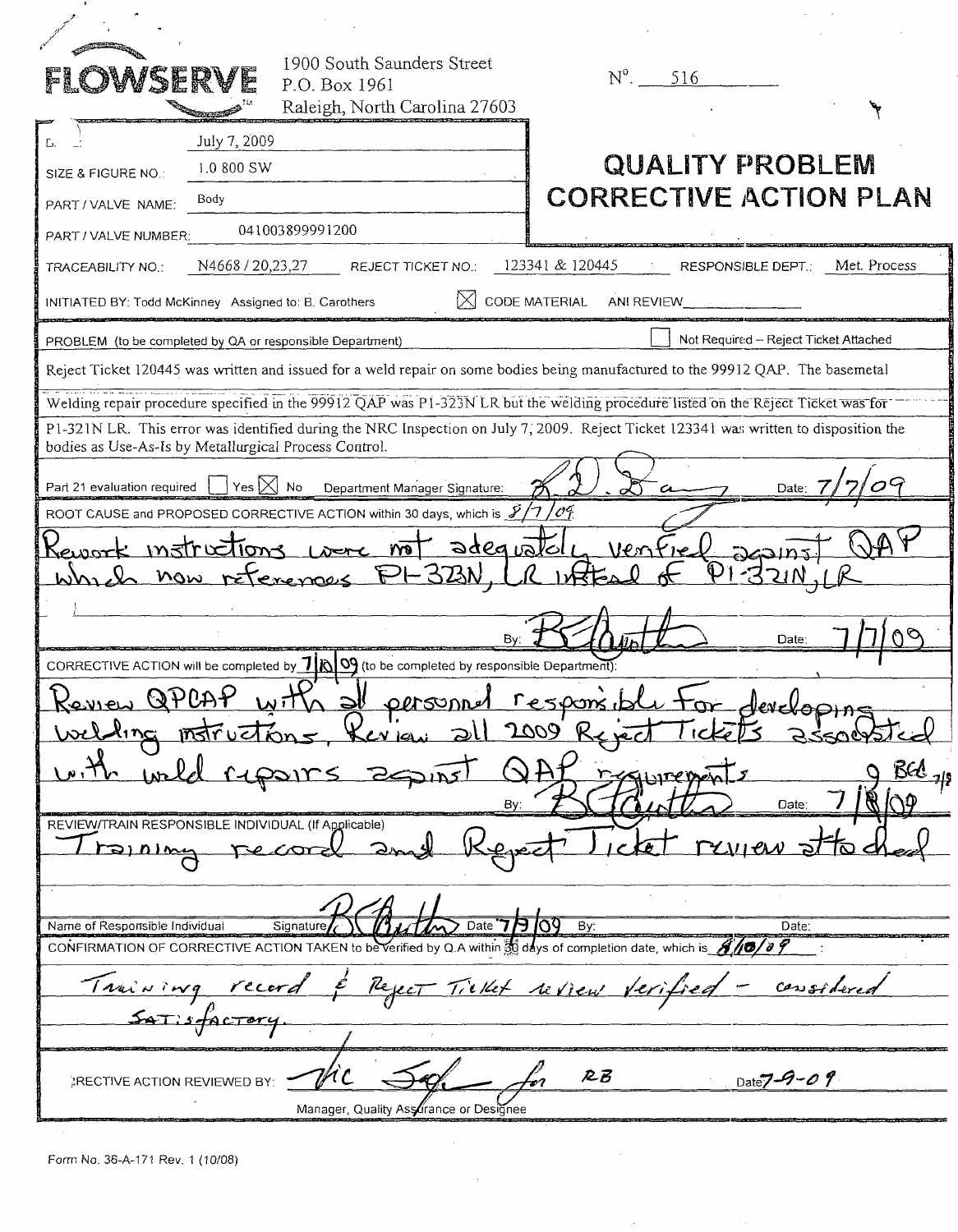**FLOWSERVE**

1900 South Saunders Street
P.O. Box 1961
Raleigh, North Carolina 27603

N°. 516

# QUALITY PROBLEM CORRECTIVE ACTION PLAN

| | |
|---|---|
| D... | July 7, 2009 |
| SIZE & FIGURE NO.: | 1.0 800 SW |
| PART / VALVE NAME: | Body |
| PART / VALVE NUMBER: | 041003899991200 |

TRACEABILITY NO.: N4668 / 20,23,27 REJECT TICKET NO.: 123341 & 120445 RESPONSIBLE DEPT.: Met. Process

INITIATED BY: Todd McKinney Assigned to: B. Carothers ☒ CODE MATERIAL ANI REVIEW____

**PROBLEM** (to be completed by QA or responsible Department) ☐ Not Required – Reject Ticket Attached

Reject Ticket 120445 was written and issued for a weld repair on some bodies being manufactured to the 99912 QAP. The basemetal Welding repair procedure specified in the 99912 QAP was P1-323N LR but the welding procedure listed on the Reject Ticket was for P1-321N LR. This error was identified during the NRC Inspection on July 7, 2009. Reject Ticket 123341 was written to disposition the bodies as Use-As-Is by Metallurgical Process Control.

Part 21 evaluation required ☐ Yes ☒ No Department Manager Signature: *[signature]* Date: 7/7/09

**ROOT CAUSE and PROPOSED CORRECTIVE ACTION** within 30 days, which is 8/7/09

Rework instructions were not adequately verified against QAP which now references P1-323N, LR instead of P1-321N, LR

By: *[signature]* Date: 7/7/09

**CORRECTIVE ACTION** will be completed by 7/10/09 (to be completed by responsible Department):

Review QPCAP with all personnel responsible for developing welding instructions. Review all 2009 Reject Tickets associated with weld repairs against QAP requirements. 9 BCC 7/9

By: *[signature]* Date: 7/8/09

**REVIEW/TRAIN RESPONSIBLE INDIVIDUAL** (If Applicable)

Training record and Reject Ticket review attached

Name of Responsible Individual Signature *[signature]* Date 7/9/09 By: Date:

**CONFIRMATION OF CORRECTIVE ACTION TAKEN** to be verified by Q.A within 30 days of completion date, which is 8/10/09 :

Training record & Reject Ticket review verified - considered satisfactory.

CORRECTIVE ACTION REVIEWED BY: *[signature]* for RB Date 7-9-09

Manager, Quality Assurance or Designee

Form No. 36-A-171 Rev. 1 (10/08)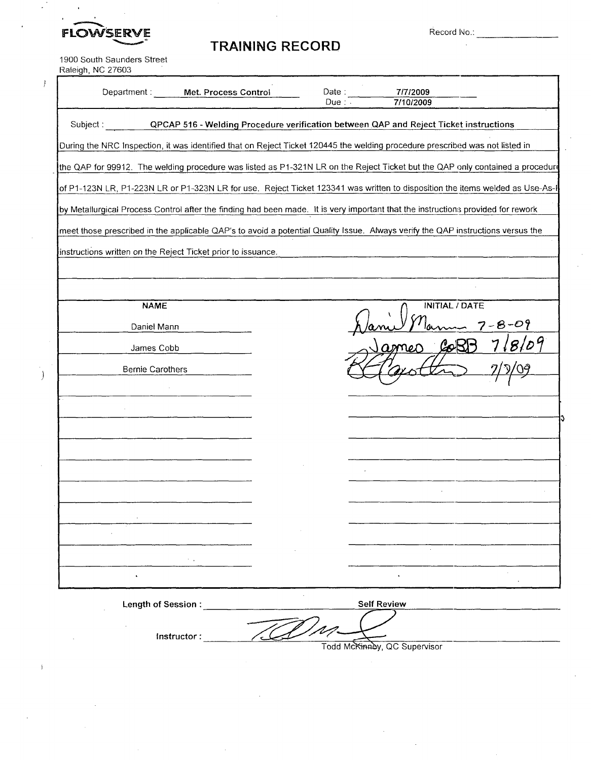FLOWSERVE

1900 South Saunders Street
Raleigh, NC 27603

# TRAINING RECORD

Record No.: ______________

Department : **Met. Process Control**

Date : 7/7/2009
Due : 7/10/2009

Subject : **QPCAP 516 - Welding Procedure verification between QAP and Reject Ticket instructions**

During the NRC Inspection, it was identified that on Reject Ticket 120445 the welding procedure prescribed was not listed in the QAP for 99912. The welding procedure was listed as P1-321N LR on the Reject Ticket but the QAP only contained a procedure of P1-123N LR, P1-223N LR or P1-323N LR for use. Reject Ticket 123341 was written to disposition the items welded as Use-As-I by Metallurgical Process Control after the finding had been made. It is very important that the instructions provided for rework meet those prescribed in the applicable QAP's to avoid a potential Quality Issue. Always verify the QAP instructions versus the instructions written on the Reject Ticket prior to issuance.

| NAME | INITIAL / DATE |
| --- | --- |
| Daniel Mann | Daniel Mann 7-8-09 |
| James Cobb | James Cobb 7/8/09 |
| Bernie Carothers | B Carothers 7/9/09 |

**Length of Session :** ______________ **Self Review**

**Instructor :** [signature]
Todd McKinney, QC Supervisor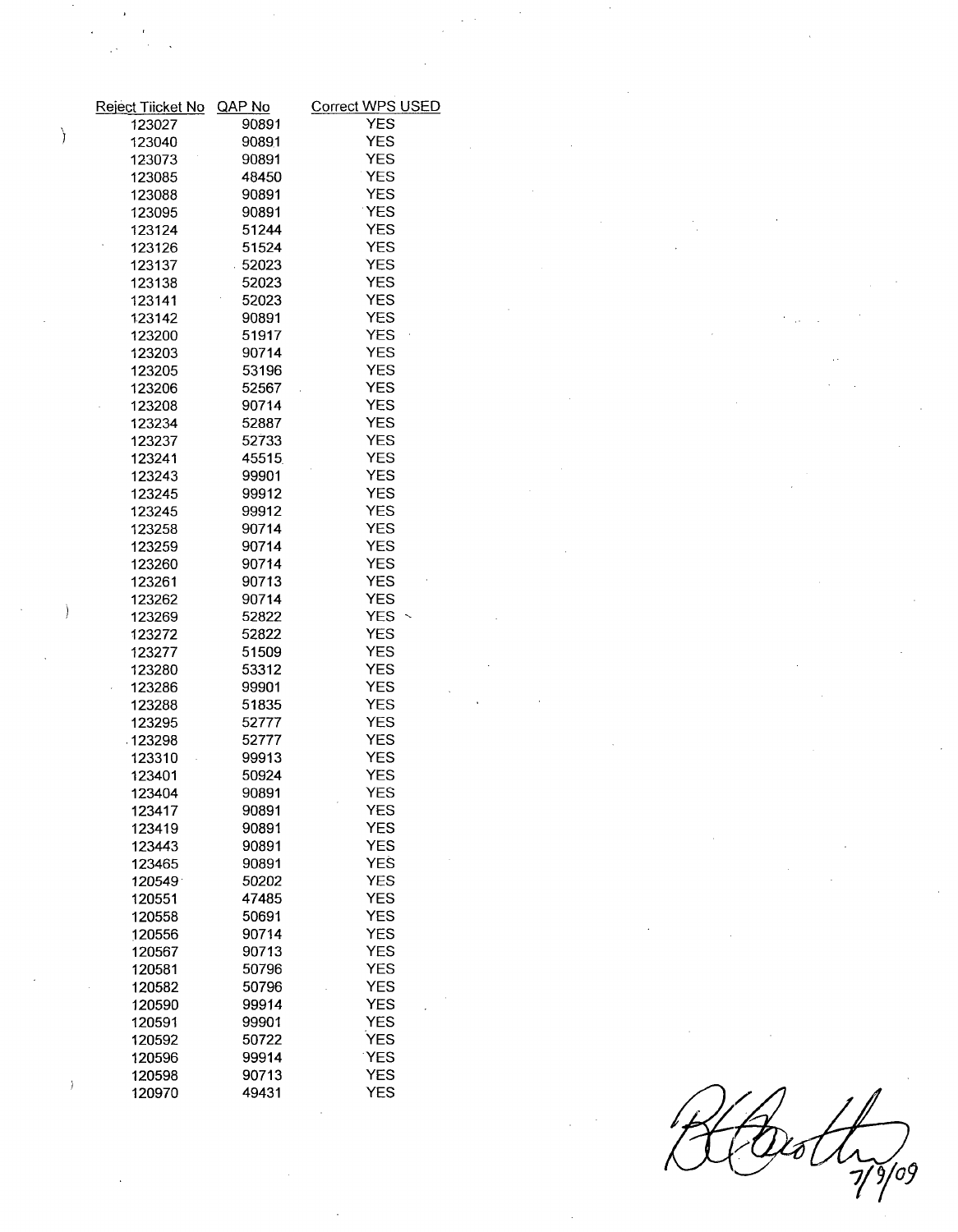| Reject Tiicket No | QAP No | Correct WPS USED |
|---|---|---|
| 123027 | 90891 | YES |
| 123040 | 90891 | YES |
| 123073 | 90891 | YES |
| 123085 | 48450 | YES |
| 123088 | 90891 | YES |
| 123095 | 90891 | YES |
| 123124 | 51244 | YES |
| 123126 | 51524 | YES |
| 123137 | 52023 | YES |
| 123138 | 52023 | YES |
| 123141 | 52023 | YES |
| 123142 | 90891 | YES |
| 123200 | 51917 | YES |
| 123203 | 90714 | YES |
| 123205 | 53196 | YES |
| 123206 | 52567 | YES |
| 123208 | 90714 | YES |
| 123234 | 52887 | YES |
| 123237 | 52733 | YES |
| 123241 | 45515 | YES |
| 123243 | 99901 | YES |
| 123245 | 99912 | YES |
| 123245 | 99912 | YES |
| 123258 | 90714 | YES |
| 123259 | 90714 | YES |
| 123260 | 90714 | YES |
| 123261 | 90713 | YES |
| 123262 | 90714 | YES |
| 123269 | 52822 | YES |
| 123272 | 52822 | YES |
| 123277 | 51509 | YES |
| 123280 | 53312 | YES |
| 123286 | 99901 | YES |
| 123288 | 51835 | YES |
| 123295 | 52777 | YES |
| 123298 | 52777 | YES |
| 123310 | 99913 | YES |
| 123401 | 50924 | YES |
| 123404 | 90891 | YES |
| 123417 | 90891 | YES |
| 123419 | 90891 | YES |
| 123443 | 90891 | YES |
| 123465 | 90891 | YES |
| 120549 | 50202 | YES |
| 120551 | 47485 | YES |
| 120558 | 50691 | YES |
| 120556 | 90714 | YES |
| 120567 | 90713 | YES |
| 120581 | 50796 | YES |
| 120582 | 50796 | YES |
| 120590 | 99914 | YES |
| 120591 | 99901 | YES |
| 120592 | 50722 | YES |
| 120596 | 99914 | YES |
| 120598 | 90713 | YES |
| 120970 | 49431 | YES |

7/9/09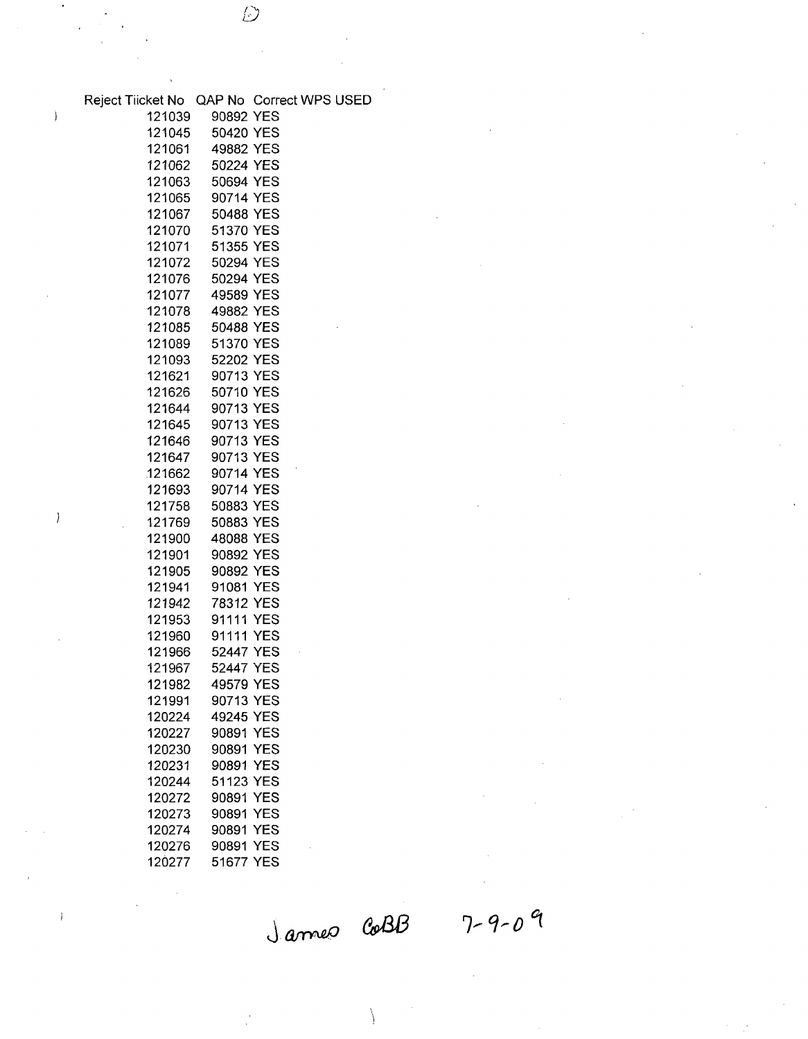| Reject Tiicket No | QAP No | Correct WPS USED |
|---|---|---|
| 121039 | 90892 | YES |
| 121045 | 50420 | YES |
| 121061 | 49882 | YES |
| 121062 | 50224 | YES |
| 121063 | 50694 | YES |
| 121065 | 90714 | YES |
| 121067 | 50488 | YES |
| 121070 | 51370 | YES |
| 121071 | 51355 | YES |
| 121072 | 50294 | YES |
| 121076 | 50294 | YES |
| 121077 | 49589 | YES |
| 121078 | 49882 | YES |
| 121085 | 50488 | YES |
| 121089 | 51370 | YES |
| 121093 | 52202 | YES |
| 121621 | 90713 | YES |
| 121626 | 50710 | YES |
| 121644 | 90713 | YES |
| 121645 | 90713 | YES |
| 121646 | 90713 | YES |
| 121647 | 90713 | YES |
| 121662 | 90714 | YES |
| 121693 | 90714 | YES |
| 121758 | 50883 | YES |
| 121769 | 50883 | YES |
| 121900 | 48088 | YES |
| 121901 | 90892 | YES |
| 121905 | 90892 | YES |
| 121941 | 91081 | YES |
| 121942 | 78312 | YES |
| 121953 | 91111 | YES |
| 121960 | 91111 | YES |
| 121966 | 52447 | YES |
| 121967 | 52447 | YES |
| 121982 | 49579 | YES |
| 121991 | 90713 | YES |
| 120224 | 49245 | YES |
| 120227 | 90891 | YES |
| 120230 | 90891 | YES |
| 120231 | 90891 | YES |
| 120244 | 51123 | YES |
| 120272 | 90891 | YES |
| 120273 | 90891 | YES |
| 120274 | 90891 | YES |
| 120276 | 90891 | YES |
| 120277 | 51677 | YES |

James CoBB 7-9-09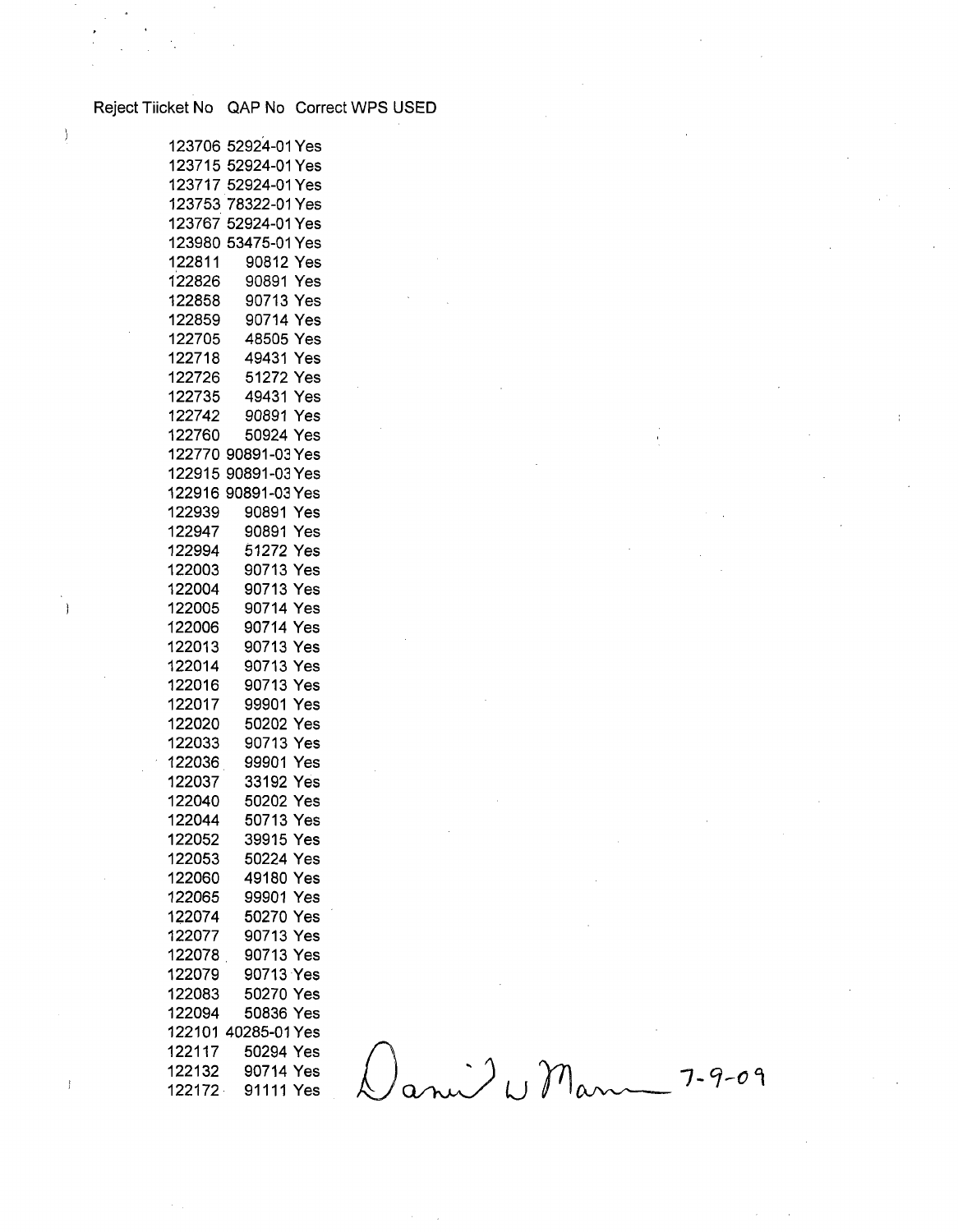| Reject Tiicket No | QAP No | Correct WPS USED |
|---|---|---|
| 123706 | 52924-01 | Yes |
| 123715 | 52924-01 | Yes |
| 123717 | 52924-01 | Yes |
| 123753 | 78322-01 | Yes |
| 123767 | 52924-01 | Yes |
| 123980 | 53475-01 | Yes |
| 122811 | 90812 | Yes |
| 122826 | 90891 | Yes |
| 122858 | 90713 | Yes |
| 122859 | 90714 | Yes |
| 122705 | 48505 | Yes |
| 122718 | 49431 | Yes |
| 122726 | 51272 | Yes |
| 122735 | 49431 | Yes |
| 122742 | 90891 | Yes |
| 122760 | 50924 | Yes |
| 122770 | 90891-03 | Yes |
| 122915 | 90891-03 | Yes |
| 122916 | 90891-03 | Yes |
| 122939 | 90891 | Yes |
| 122947 | 90891 | Yes |
| 122994 | 51272 | Yes |
| 122003 | 90713 | Yes |
| 122004 | 90713 | Yes |
| 122005 | 90714 | Yes |
| 122006 | 90714 | Yes |
| 122013 | 90713 | Yes |
| 122014 | 90713 | Yes |
| 122016 | 90713 | Yes |
| 122017 | 99901 | Yes |
| 122020 | 50202 | Yes |
| 122033 | 90713 | Yes |
| 122036 | 99901 | Yes |
| 122037 | 33192 | Yes |
| 122040 | 50202 | Yes |
| 122044 | 50713 | Yes |
| 122052 | 39915 | Yes |
| 122053 | 50224 | Yes |
| 122060 | 49180 | Yes |
| 122065 | 99901 | Yes |
| 122074 | 50270 | Yes |
| 122077 | 90713 | Yes |
| 122078 | 90713 | Yes |
| 122079 | 90713 | Yes |
| 122083 | 50270 | Yes |
| 122094 | 50836 | Yes |
| 122101 | 40285-01 | Yes |
| 122117 | 50294 | Yes |
| 122132 | 90714 | Yes |
| 122172 | 91111 | Yes |

Daniel W Mann 7-9-09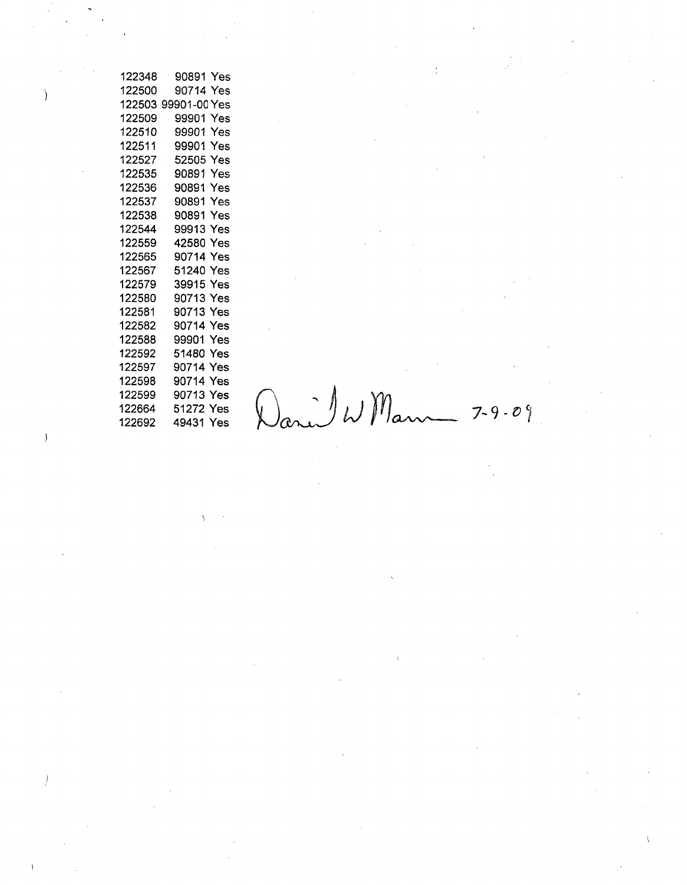| | | |
|---|---|---|
| 122348 | 90891 | Yes |
| 122500 | 90714 | Yes |
| 122503 | 99901-00 | Yes |
| 122509 | 99901 | Yes |
| 122510 | 99901 | Yes |
| 122511 | 99901 | Yes |
| 122527 | 52505 | Yes |
| 122535 | 90891 | Yes |
| 122536 | 90891 | Yes |
| 122537 | 90891 | Yes |
| 122538 | 90891 | Yes |
| 122544 | 99913 | Yes |
| 122559 | 42580 | Yes |
| 122565 | 90714 | Yes |
| 122567 | 51240 | Yes |
| 122579 | 39915 | Yes |
| 122580 | 90713 | Yes |
| 122581 | 90713 | Yes |
| 122582 | 90714 | Yes |
| 122588 | 99901 | Yes |
| 122592 | 51480 | Yes |
| 122597 | 90714 | Yes |
| 122598 | 90714 | Yes |
| 122599 | 90713 | Yes |
| 122664 | 51272 | Yes |
| 122692 | 49431 | Yes |

Daniel W Mann 7-9-09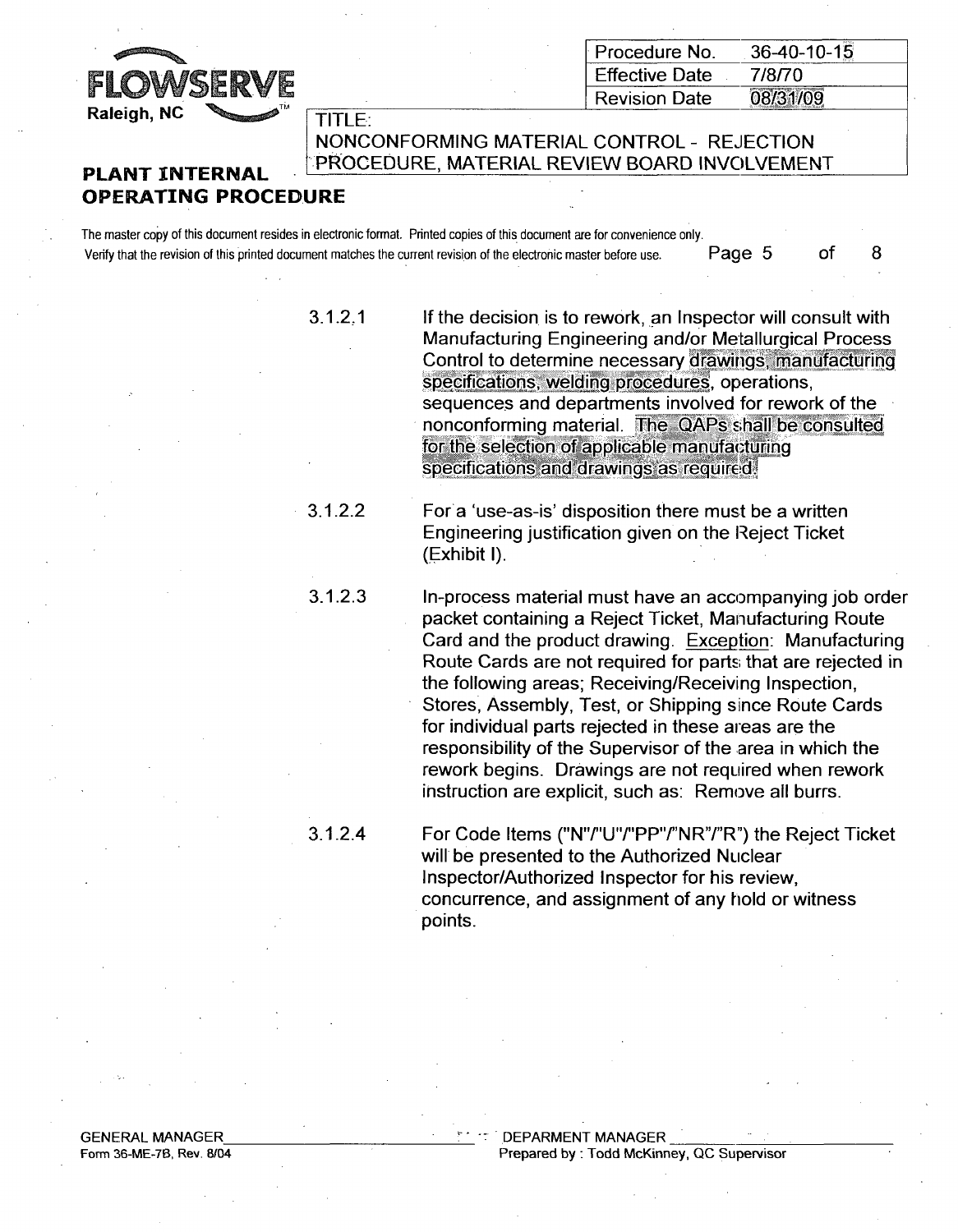3.1.2.1 If the decision is to rework, an Inspector will consult with Manufacturing Engineering and/or Metallurgical Process Control to determine necessary drawings, manufacturing specifications, welding procedures, operations, sequences and departments involved for rework of the nonconforming material. The QAPs shall be consulted for the selection of applicable manufacturing specifications and drawings as required.

3.1.2.2 For a 'use-as-is' disposition there must be a written Engineering justification given on the Reject Ticket (Exhibit I).

3.1.2.3 In-process material must have an accompanying job order packet containing a Reject Ticket, Manufacturing Route Card and the product drawing. Exception: Manufacturing Route Cards are not required for parts that are rejected in the following areas; Receiving/Receiving Inspection, Stores, Assembly, Test, or Shipping since Route Cards for individual parts rejected in these areas are the responsibility of the Supervisor of the area in which the rework begins. Drawings are not required when rework instruction are explicit, such as: Remove all burrs.

3.1.2.4 For Code Items ("N"/"U"/"PP"/"NR"/"R") the Reject Ticket will be presented to the Authorized Nuclear Inspector/Authorized Inspector for his review, concurrence, and assignment of any hold or witness points.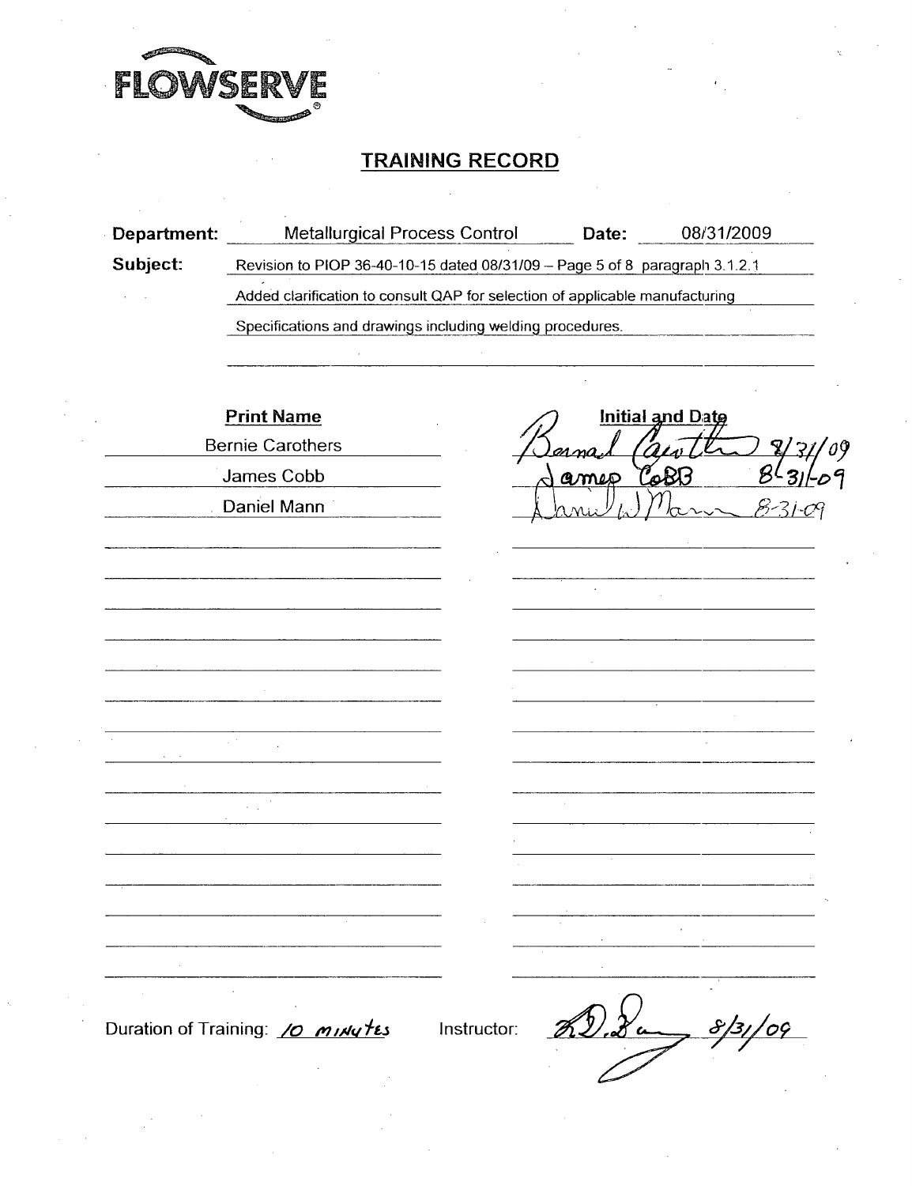FLOWSERVE

# TRAINING RECORD

**Department:** Metallurgical Process Control **Date:** 08/31/2009

**Subject:** Revision to PIOP 36-40-10-15 dated 08/31/09 – Page 5 of 8 paragraph 3.1.2.1
Added clarification to consult QAP for selection of applicable manufacturing
Specifications and drawings including welding procedures.

| Print Name | Initial and Date |
|---|---|
| Bernie Carothers | Bernard Carothers 8/31/09 |
| James Cobb | James Cobb 8-31-09 |
| Daniel Mann | Daniel W Mann 8-31-09 |
| | |
| | |
| | |
| | |
| | |
| | |
| | |
| | |
| | |
| | |
| | |
| | |

Duration of Training: 10 minutes Instructor: [signature] 8/31/09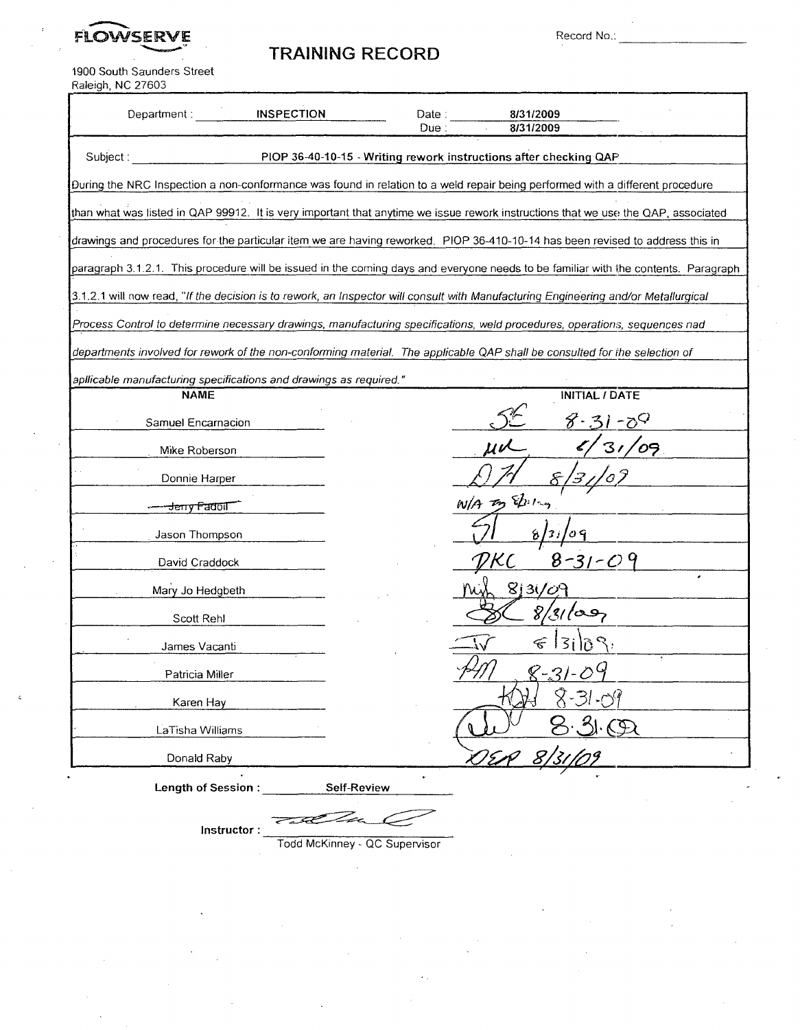FLOWSERVE

1900 South Saunders Street
Raleigh, NC 27603

# TRAINING RECORD

Record No.: ____________

Department : INSPECTION

Date : 8/31/2009
Due : 8/31/2009

Subject : PIOP 36-40-10-15 - Writing rework instructions after checking QAP

During the NRC Inspection a non-conformance was found in relation to a weld repair being performed with a different procedure than what was listed in QAP 99912. It is very important that anytime we issue rework instructions that we use the QAP, associated drawings and procedures for the particular item we are having reworked. PIOP 36-410-10-14 has been revised to address this in paragraph 3.1.2.1. This procedure will be issued in the coming days and everyone needs to be familiar with the contents. Paragraph 3.1.2.1 will now read, "*If the decision is to rework, an Inspector will consult with Manufacturing Engineering and/or Metallurgical Process Control to determine necessary drawings, manufacturing specifications, weld procedures, operations, sequences nad departments involved for rework of the non-conforming material. The applicable QAP shall be consulted for the selection of apllicable manufacturing specifications and drawings as required.*"

| NAME | INITIAL / DATE |
|---|---|
| Samuel Encarnacion | SE 8-31-09 |
| Mike Roberson | MR 8/31/09 |
| Donnie Harper | DH 8/31/09 |
| ~~Jerry Padoll~~ | N/A to Shipping |
| Jason Thompson | JT 8/31/09 |
| David Craddock | DKC 8-31-09 |
| Mary Jo Hedgbeth | MJH 8/31/09 |
| Scott Rehl | SR 8/31/09 |
| James Vacanti | JV 8/31/09 |
| Patricia Miller | PM 8-31-09 |
| Karen Hay | KH 8-31-09 |
| LaTisha Williams | LW 8.31.09 |
| Donald Raby | DEP 8/31/09 |

Length of Session : Self-Review

Instructor : [signature]
Todd McKinney - QC Supervisor